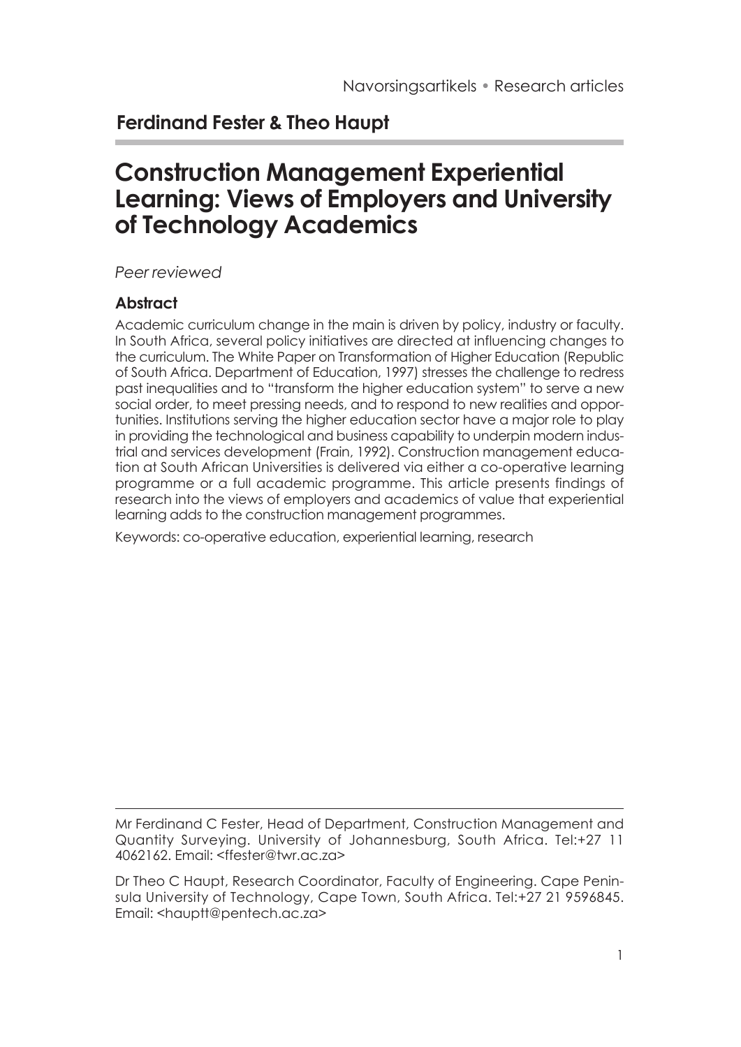Navorsingsartikels • Research articles

**Ferdinand Fester & Theo Haupt**

# Construction Management Experiential Learning: Views of Employers and University of Technology Academics

*Peer reviewed*

## Abstract

Academic curriculum change in the main is driven by policy, industry or faculty. In South Africa, several policy initiatives are directed at influencing changes to the curriculum. The White Paper on Transformation of Higher Education (Republic of South Africa. Department of Education, 1997) stresses the challenge to redress past inequalities and to "transform the higher education system" to serve a new social order, to meet pressing needs, and to respond to new realities and opportunities. Institutions serving the higher education sector have a major role to play in providing the technological and business capability to underpin modern industrial and services development (Frain, 1992). Construction management education at South African Universities is delivered via either a co-operative learning programme or a full academic programme. This article presents findings of research into the views of employers and academics of value that experiential learning adds to the construction management programmes.

Keywords: co-operative education, experiential learning, research

---

Mr Ferdinand C Fester, Head of Department, Construction Management and Quantity Surveying. University of Johannesburg, South Africa. Tel:+27 11 4062162. Email: <ffester@twr.ac.za>

Dr Theo C Haupt, Research Coordinator, Faculty of Engineering. Cape Peninsula University of Technology, Cape Town, South Africa. Tel:+27 21 9596845. Email: <hauptt@pentech.ac.za>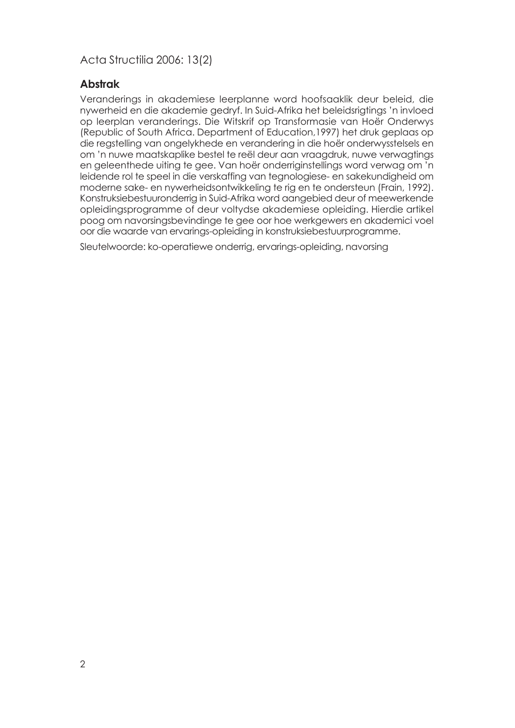## Abstrak

Veranderings in akademiese leerplanne word hoofsaaklik deur beleid, die nywerheid en die akademie gedryf. In Suid-Afrika het beleidsrigtings 'n invloed op leerplan veranderings. Die Witskrif op Transformasie van Hoër Onderwys (Republic of South Africa. Department of Education,1997) het druk geplaas op die regstelling van ongelykhede en verandering in die hoër onderwysstelsels en om 'n nuwe maatskaplike bestel te reël deur aan vraagdruk, nuwe verwagtings en geleenthede uiting te gee. Van hoër onderriginstellings word verwag om 'n leidende rol te speel in die verskaffing van tegnologiese- en sakekundigheid om moderne sake- en nywerheidsontwikkeling te rig en te ondersteun (Frain, 1992). Konstruksiebestuuronderrig in Suid-Afrika word aangebied deur of meewerkende opleidingsprogramme of deur voltydse akademiese opleiding. Hierdie artikel poog om navorsingsbevindinge te gee oor hoe werkgewers en akademici voel oor die waarde van ervarings-opleiding in konstruksiebestuurprogramme.

Sleutelwoorde: ko-operatiewe onderrig, ervarings-opleiding, navorsing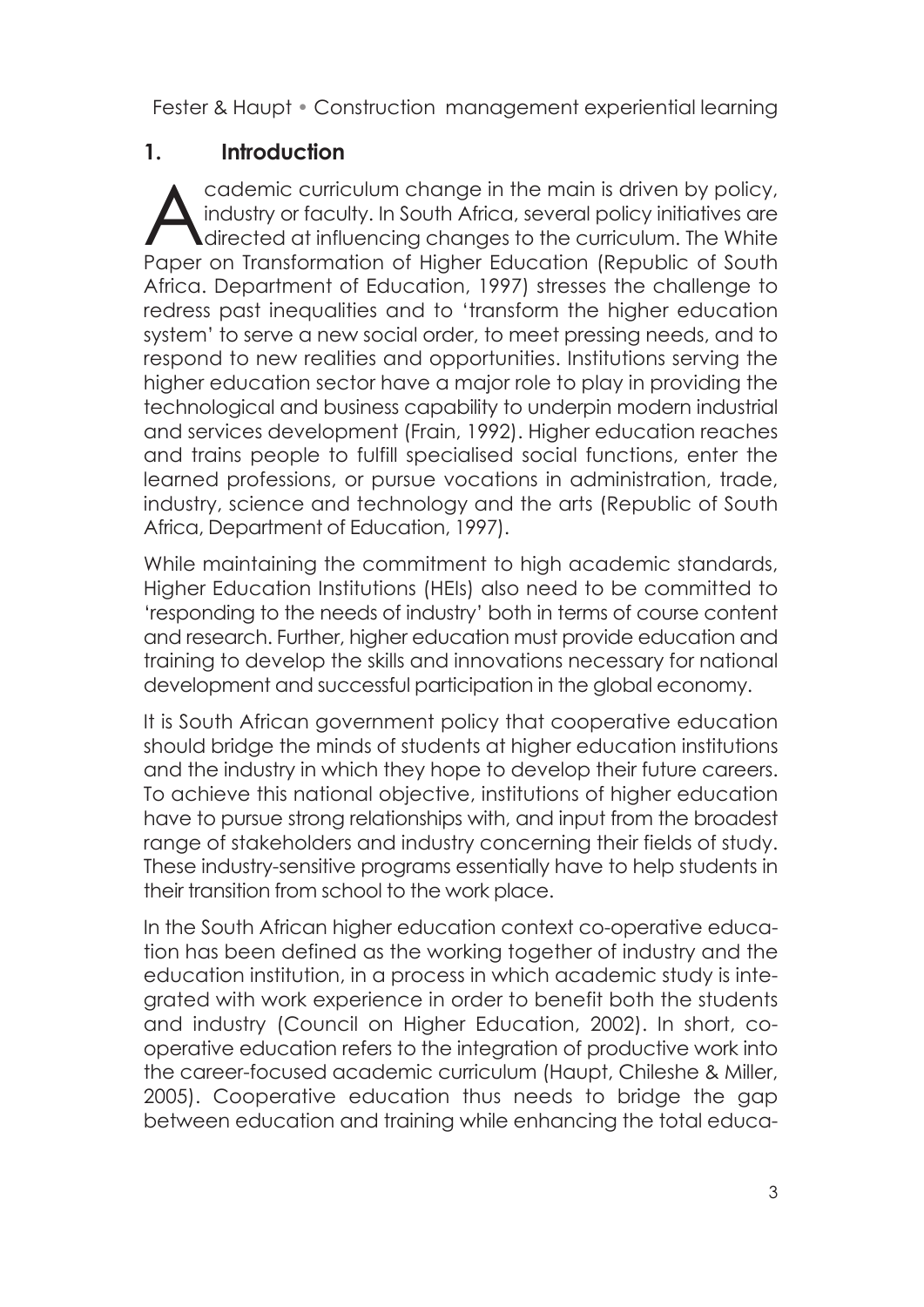## 1. Introduction

Academic curriculum change in the main is driven by policy, industry or faculty. In South Africa, several policy initiatives are directed at influencing changes to the curriculum. The White Paper on Transformation of Higher Education (Republic of South Africa. Department of Education, 1997) stresses the challenge to redress past inequalities and to 'transform the higher education system' to serve a new social order, to meet pressing needs, and to respond to new realities and opportunities. Institutions serving the higher education sector have a major role to play in providing the technological and business capability to underpin modern industrial and services development (Frain, 1992). Higher education reaches and trains people to fulfill specialised social functions, enter the learned professions, or pursue vocations in administration, trade, industry, science and technology and the arts (Republic of South Africa, Department of Education, 1997).

While maintaining the commitment to high academic standards, Higher Education Institutions (HEIs) also need to be committed to 'responding to the needs of industry' both in terms of course content and research. Further, higher education must provide education and training to develop the skills and innovations necessary for national development and successful participation in the global economy.

It is South African government policy that cooperative education should bridge the minds of students at higher education institutions and the industry in which they hope to develop their future careers. To achieve this national objective, institutions of higher education have to pursue strong relationships with, and input from the broadest range of stakeholders and industry concerning their fields of study. These industry-sensitive programs essentially have to help students in their transition from school to the work place.

In the South African higher education context co-operative education has been defined as the working together of industry and the education institution, in a process in which academic study is integrated with work experience in order to benefit both the students and industry (Council on Higher Education, 2002). In short, co-operative education refers to the integration of productive work into the career-focused academic curriculum (Haupt, Chileshe & Miller, 2005). Cooperative education thus needs to bridge the gap between education and training while enhancing the total educa-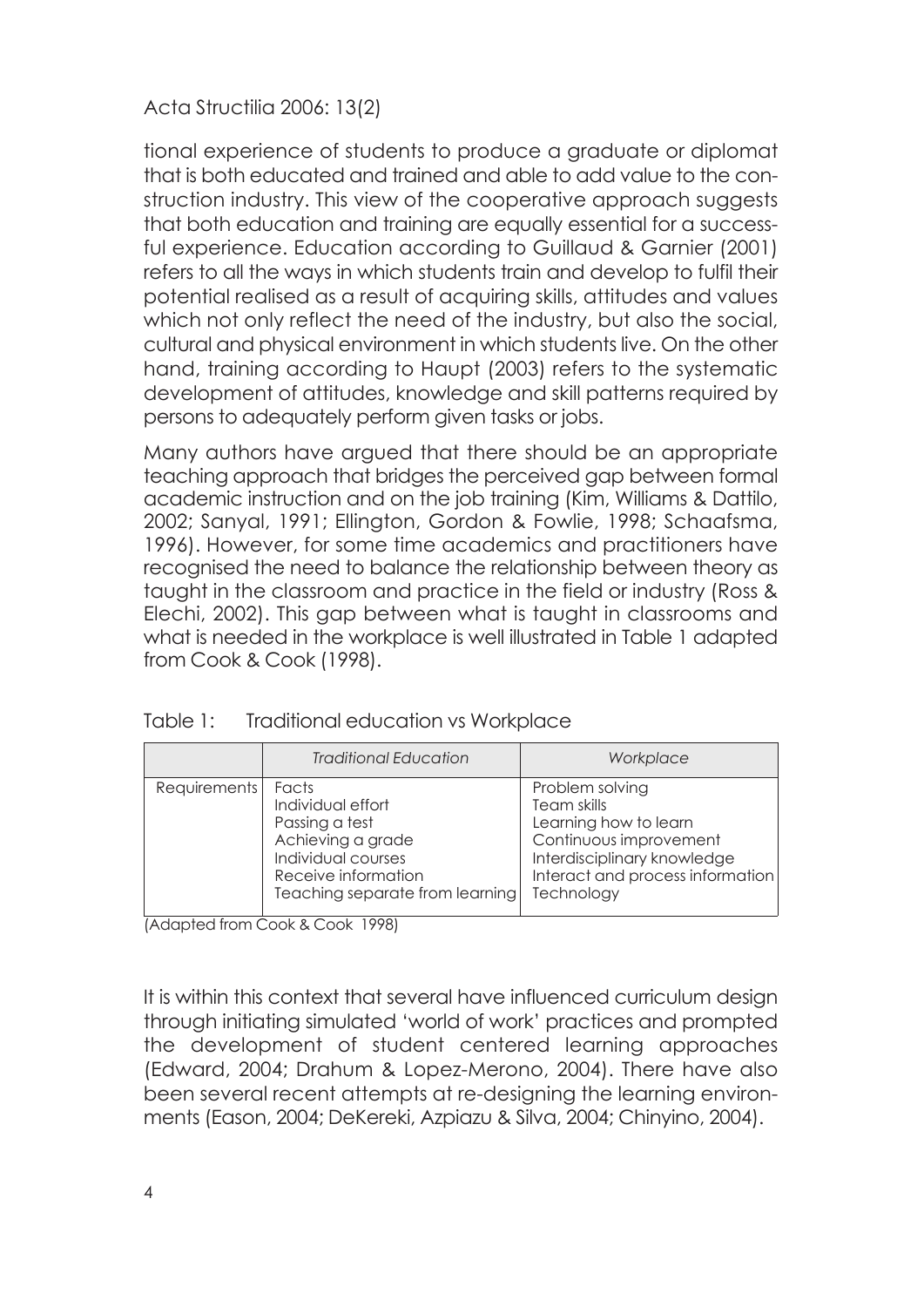tional experience of students to produce a graduate or diplomat that is both educated and trained and able to add value to the construction industry. This view of the cooperative approach suggests that both education and training are equally essential for a successful experience. Education according to Guillaud & Garnier (2001) refers to all the ways in which students train and develop to fulfil their potential realised as a result of acquiring skills, attitudes and values which not only reflect the need of the industry, but also the social, cultural and physical environment in which students live. On the other hand, training according to Haupt (2003) refers to the systematic development of attitudes, knowledge and skill patterns required by persons to adequately perform given tasks or jobs.

Many authors have argued that there should be an appropriate teaching approach that bridges the perceived gap between formal academic instruction and on the job training (Kim, Williams & Dattilo, 2002; Sanyal, 1991; Ellington, Gordon & Fowlie, 1998; Schaafsma, 1996). However, for some time academics and practitioners have recognised the need to balance the relationship between theory as taught in the classroom and practice in the field or industry (Ross & Elechi, 2002). This gap between what is taught in classrooms and what is needed in the workplace is well illustrated in Table 1 adapted from Cook & Cook (1998).

Table 1: Traditional education vs Workplace

| | *Traditional Education* | *Workplace* |
|---|---|---|
| Requirements | Facts<br>Individual effort<br>Passing a test<br>Achieving a grade<br>Individual courses<br>Receive information<br>Teaching separate from learning | Problem solving<br>Team skills<br>Learning how to learn<br>Continuous improvement<br>Interdisciplinary knowledge<br>Interact and process information<br>Technology |

(Adapted from Cook & Cook 1998)

It is within this context that several have influenced curriculum design through initiating simulated 'world of work' practices and prompted the development of student centered learning approaches (Edward, 2004; Drahum & Lopez-Merono, 2004). There have also been several recent attempts at re-designing the learning environments (Eason, 2004; DeKereki, Azpiazu & Silva, 2004; Chinyino, 2004).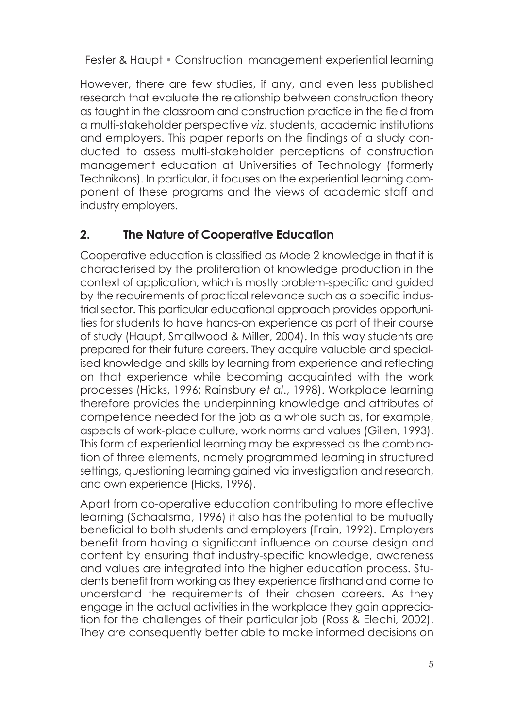However, there are few studies, if any, and even less published research that evaluate the relationship between construction theory as taught in the classroom and construction practice in the field from a multi-stakeholder perspective *viz*. students, academic institutions and employers. This paper reports on the findings of a study conducted to assess multi-stakeholder perceptions of construction management education at Universities of Technology (formerly Technikons). In particular, it focuses on the experiential learning component of these programs and the views of academic staff and industry employers.

## 2. The Nature of Cooperative Education

Cooperative education is classified as Mode 2 knowledge in that it is characterised by the proliferation of knowledge production in the context of application, which is mostly problem-specific and guided by the requirements of practical relevance such as a specific industrial sector. This particular educational approach provides opportunities for students to have hands-on experience as part of their course of study (Haupt, Smallwood & Miller, 2004). In this way students are prepared for their future careers. They acquire valuable and specialised knowledge and skills by learning from experience and reflecting on that experience while becoming acquainted with the work processes (Hicks, 1996; Rainsbury *et al*., 1998). Workplace learning therefore provides the underpinning knowledge and attributes of competence needed for the job as a whole such as, for example, aspects of work-place culture, work norms and values (Gillen, 1993). This form of experiential learning may be expressed as the combination of three elements, namely programmed learning in structured settings, questioning learning gained via investigation and research, and own experience (Hicks, 1996).

Apart from co-operative education contributing to more effective learning (Schaafsma, 1996) it also has the potential to be mutually beneficial to both students and employers (Frain, 1992). Employers benefit from having a significant influence on course design and content by ensuring that industry-specific knowledge, awareness and values are integrated into the higher education process. Students benefit from working as they experience firsthand and come to understand the requirements of their chosen careers. As they engage in the actual activities in the workplace they gain appreciation for the challenges of their particular job (Ross & Elechi, 2002). They are consequently better able to make informed decisions on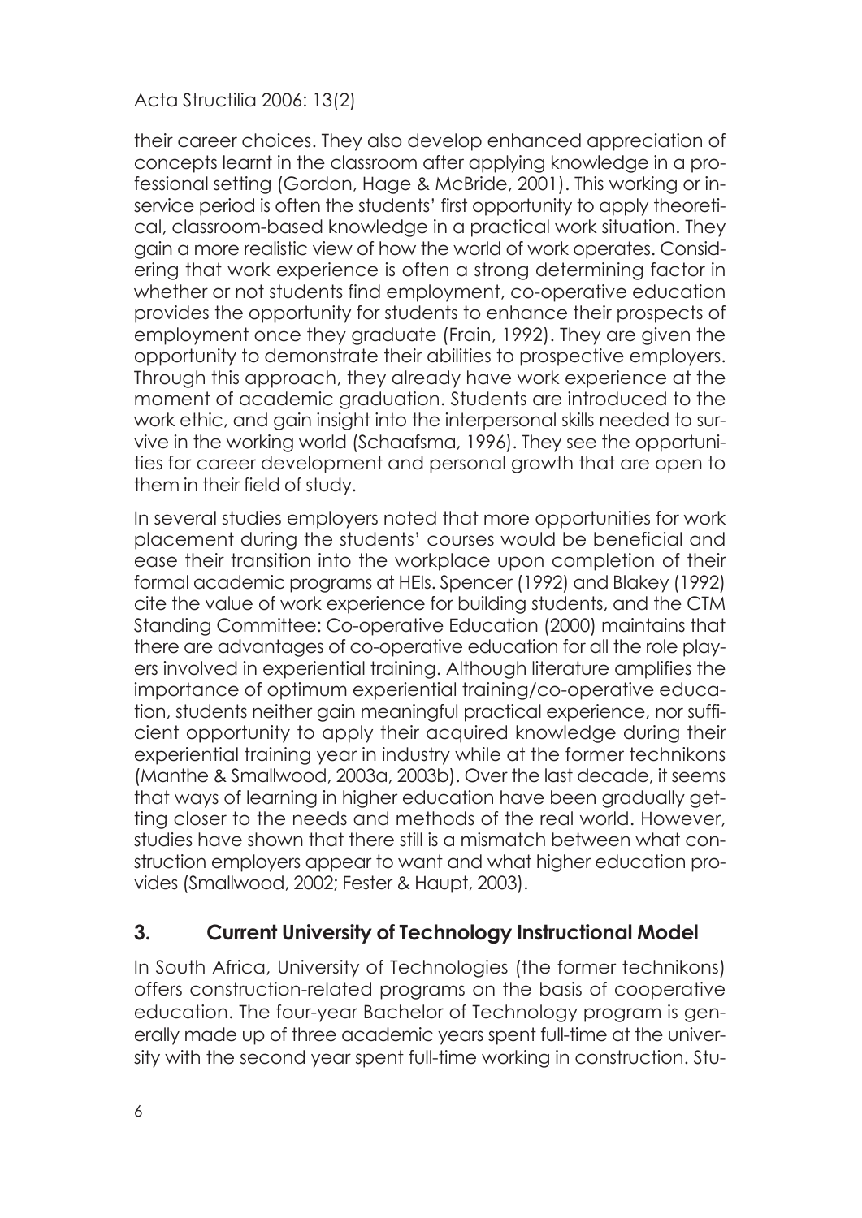their career choices. They also develop enhanced appreciation of concepts learnt in the classroom after applying knowledge in a professional setting (Gordon, Hage & McBride, 2001). This working or in-service period is often the students' first opportunity to apply theoretical, classroom-based knowledge in a practical work situation. They gain a more realistic view of how the world of work operates. Considering that work experience is often a strong determining factor in whether or not students find employment, co-operative education provides the opportunity for students to enhance their prospects of employment once they graduate (Frain, 1992). They are given the opportunity to demonstrate their abilities to prospective employers. Through this approach, they already have work experience at the moment of academic graduation. Students are introduced to the work ethic, and gain insight into the interpersonal skills needed to survive in the working world (Schaafsma, 1996). They see the opportunities for career development and personal growth that are open to them in their field of study.

In several studies employers noted that more opportunities for work placement during the students' courses would be beneficial and ease their transition into the workplace upon completion of their formal academic programs at HEIs. Spencer (1992) and Blakey (1992) cite the value of work experience for building students, and the CTM Standing Committee: Co-operative Education (2000) maintains that there are advantages of co-operative education for all the role players involved in experiential training. Although literature amplifies the importance of optimum experiential training/co-operative education, students neither gain meaningful practical experience, nor sufficient opportunity to apply their acquired knowledge during their experiential training year in industry while at the former technikons (Manthe & Smallwood, 2003a, 2003b). Over the last decade, it seems that ways of learning in higher education have been gradually getting closer to the needs and methods of the real world. However, studies have shown that there still is a mismatch between what construction employers appear to want and what higher education provides (Smallwood, 2002; Fester & Haupt, 2003).

## 3. Current University of Technology Instructional Model

In South Africa, University of Technologies (the former technikons) offers construction-related programs on the basis of cooperative education. The four-year Bachelor of Technology program is generally made up of three academic years spent full-time at the university with the second year spent full-time working in construction. Stu-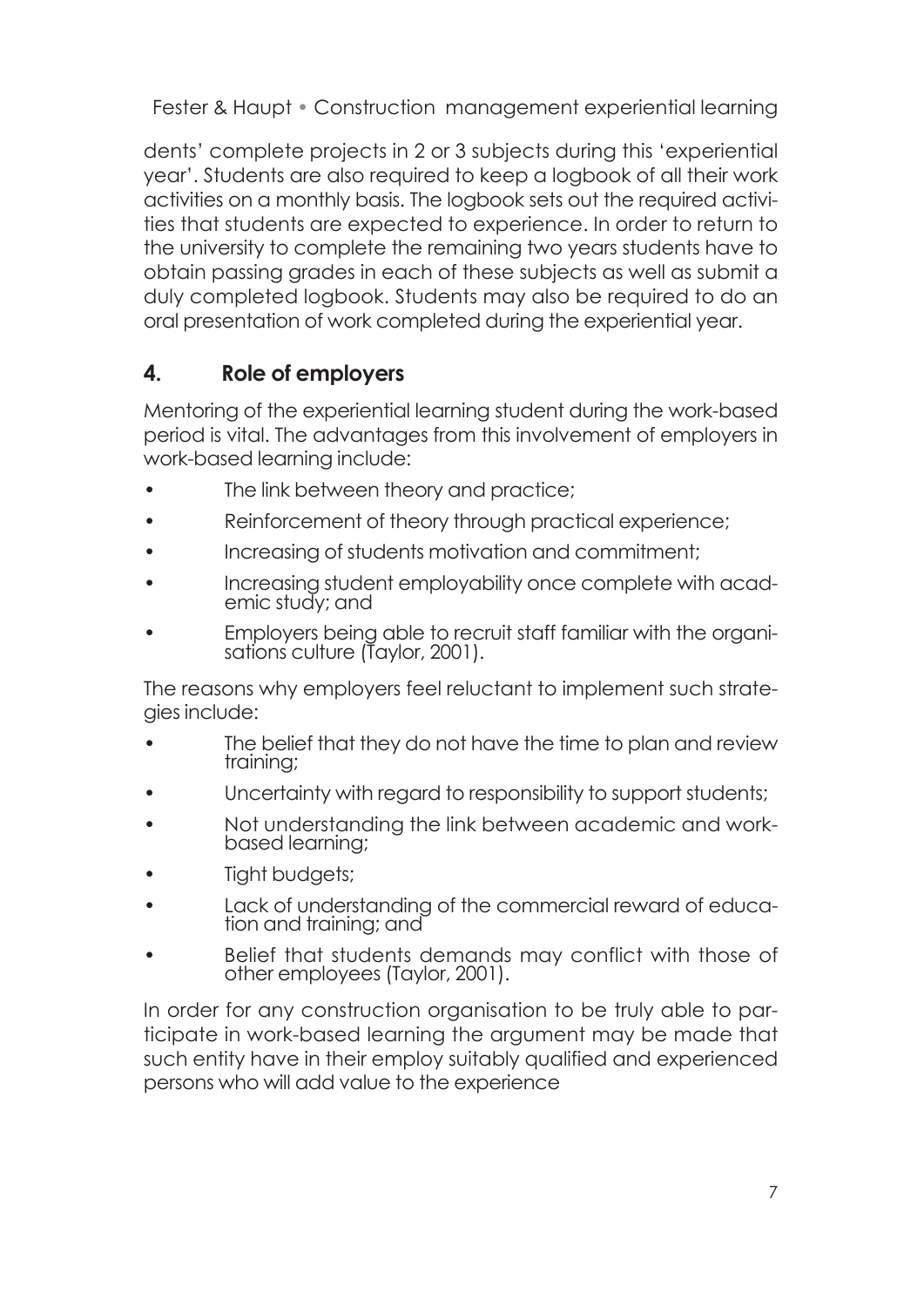dents' complete projects in 2 or 3 subjects during this 'experiential year'. Students are also required to keep a logbook of all their work activities on a monthly basis. The logbook sets out the required activities that students are expected to experience. In order to return to the university to complete the remaining two years students have to obtain passing grades in each of these subjects as well as submit a duly completed logbook. Students may also be required to do an oral presentation of work completed during the experiential year.

## 4. Role of employers

Mentoring of the experiential learning student during the work-based period is vital. The advantages from this involvement of employers in work-based learning include:

- The link between theory and practice;
- Reinforcement of theory through practical experience;
- Increasing of students motivation and commitment;
- Increasing student employability once complete with academic study; and
- Employers being able to recruit staff familiar with the organisations culture (Taylor, 2001).

The reasons why employers feel reluctant to implement such strategies include:

- The belief that they do not have the time to plan and review training;
- Uncertainty with regard to responsibility to support students;
- Not understanding the link between academic and work-based learning;
- Tight budgets;
- Lack of understanding of the commercial reward of education and training; and
- Belief that students demands may conflict with those of other employees (Taylor, 2001).

In order for any construction organisation to be truly able to participate in work-based learning the argument may be made that such entity have in their employ suitably qualified and experienced persons who will add value to the experience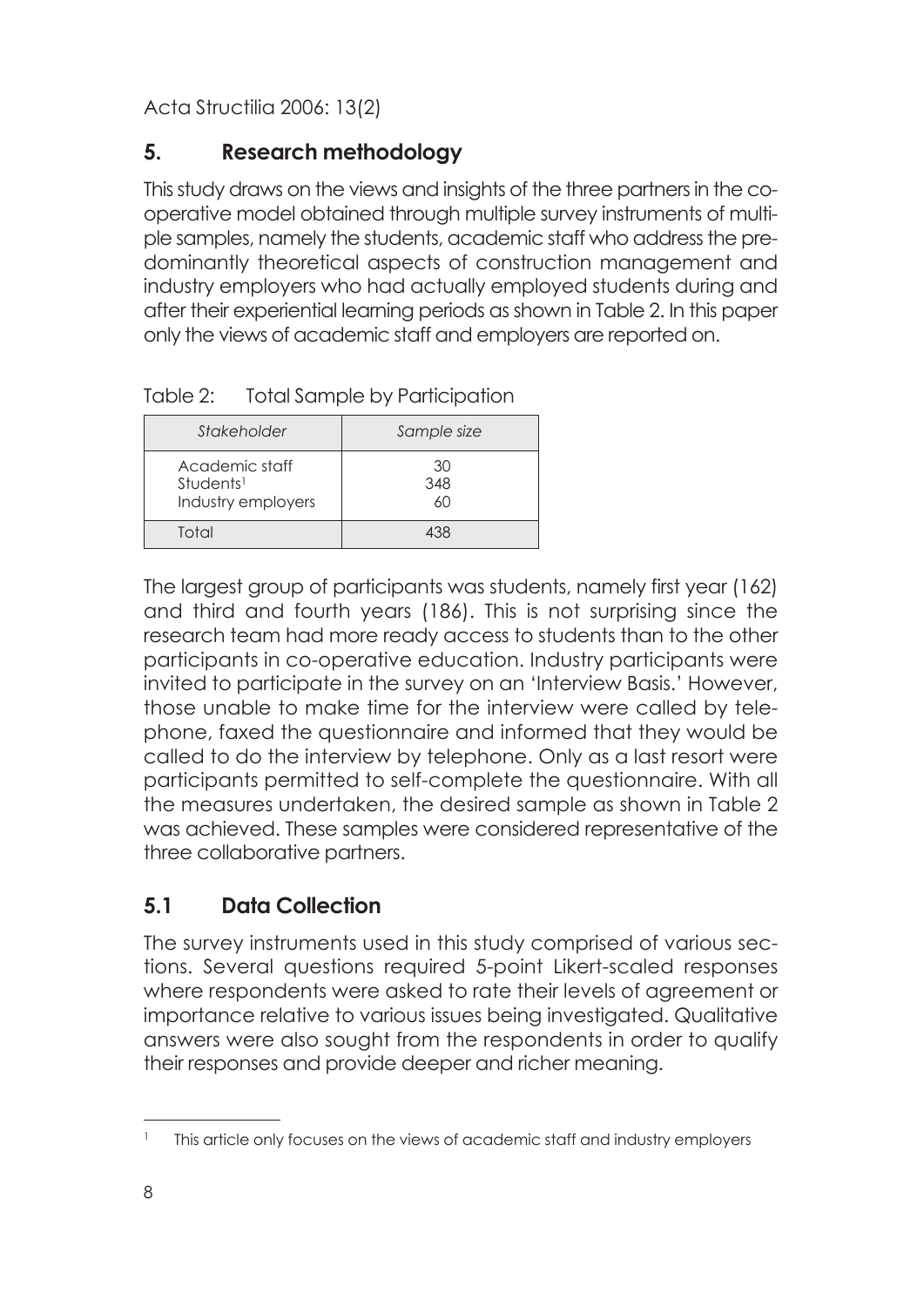## 5. Research methodology

This study draws on the views and insights of the three partners in the co-operative model obtained through multiple survey instruments of multiple samples, namely the students, academic staff who address the predominantly theoretical aspects of construction management and industry employers who had actually employed students during and after their experiential learning periods as shown in Table 2. In this paper only the views of academic staff and employers are reported on.

Table 2: Total Sample by Participation

| *Stakeholder* | *Sample size* |
|---|---|
| Academic staff | 30 |
| Students[1] | 348 |
| Industry employers | 60 |
| Total | 438 |

The largest group of participants was students, namely first year (162) and third and fourth years (186). This is not surprising since the research team had more ready access to students than to the other participants in co-operative education. Industry participants were invited to participate in the survey on an 'Interview Basis.' However, those unable to make time for the interview were called by telephone, faxed the questionnaire and informed that they would be called to do the interview by telephone. Only as a last resort were participants permitted to self-complete the questionnaire. With all the measures undertaken, the desired sample as shown in Table 2 was achieved. These samples were considered representative of the three collaborative partners.

### 5.1 Data Collection

The survey instruments used in this study comprised of various sections. Several questions required 5-point Likert-scaled responses where respondents were asked to rate their levels of agreement or importance relative to various issues being investigated. Qualitative answers were also sought from the respondents in order to qualify their responses and provide deeper and richer meaning.

[1] This article only focuses on the views of academic staff and industry employers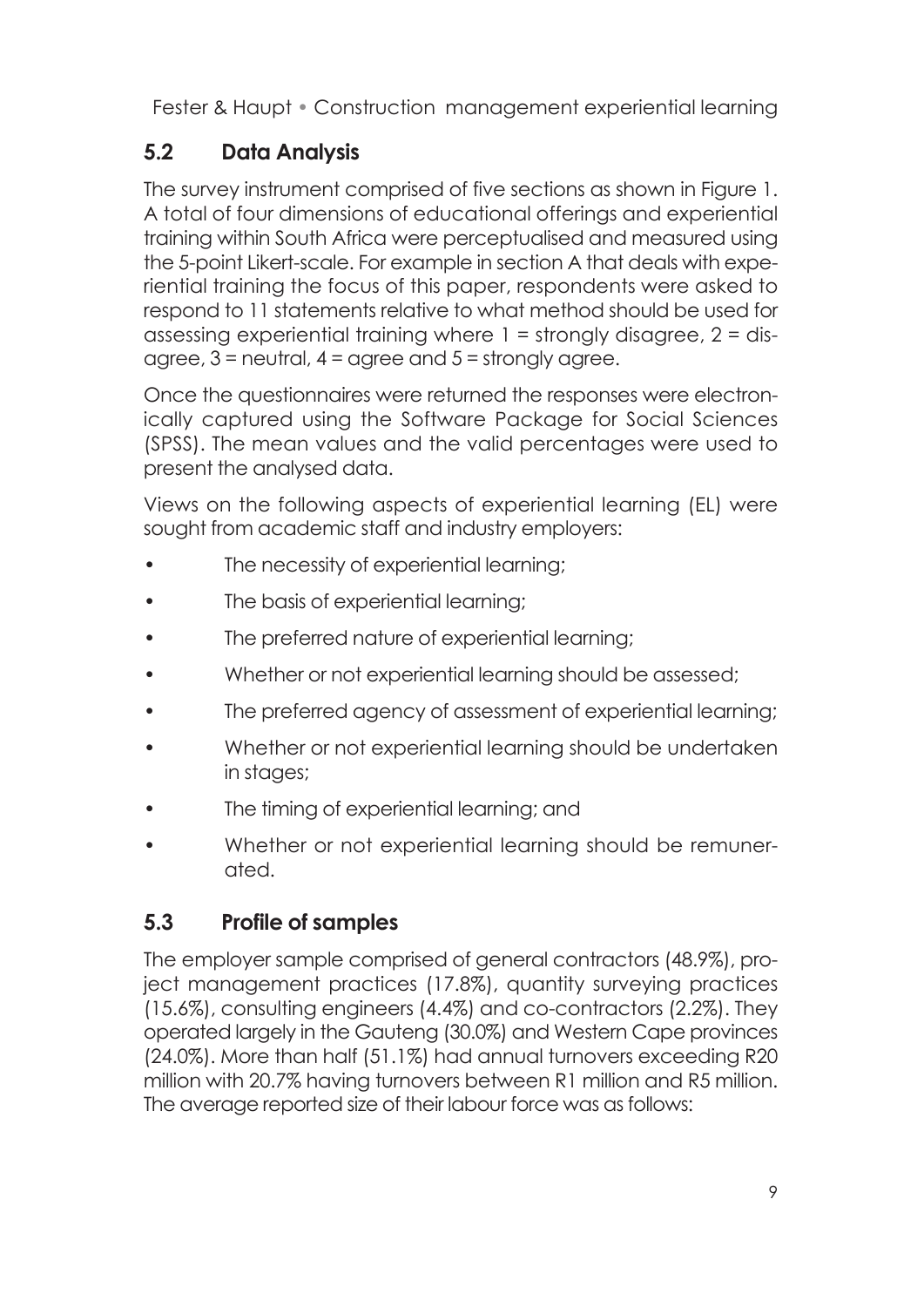## 5.2 Data Analysis

The survey instrument comprised of five sections as shown in Figure 1. A total of four dimensions of educational offerings and experiential training within South Africa were perceptualised and measured using the 5-point Likert-scale. For example in section A that deals with experiential training the focus of this paper, respondents were asked to respond to 11 statements relative to what method should be used for assessing experiential training where 1 = strongly disagree, 2 = disagree, 3 = neutral, 4 = agree and 5 = strongly agree.

Once the questionnaires were returned the responses were electronically captured using the Software Package for Social Sciences (SPSS). The mean values and the valid percentages were used to present the analysed data.

Views on the following aspects of experiential learning (EL) were sought from academic staff and industry employers:

- The necessity of experiential learning;
- The basis of experiential learning;
- The preferred nature of experiential learning;
- Whether or not experiential learning should be assessed;
- The preferred agency of assessment of experiential learning;
- Whether or not experiential learning should be undertaken in stages;
- The timing of experiential learning; and
- Whether or not experiential learning should be remunerated.

## 5.3 Profile of samples

The employer sample comprised of general contractors (48.9%), project management practices (17.8%), quantity surveying practices (15.6%), consulting engineers (4.4%) and co-contractors (2.2%). They operated largely in the Gauteng (30.0%) and Western Cape provinces (24.0%). More than half (51.1%) had annual turnovers exceeding R20 million with 20.7% having turnovers between R1 million and R5 million. The average reported size of their labour force was as follows: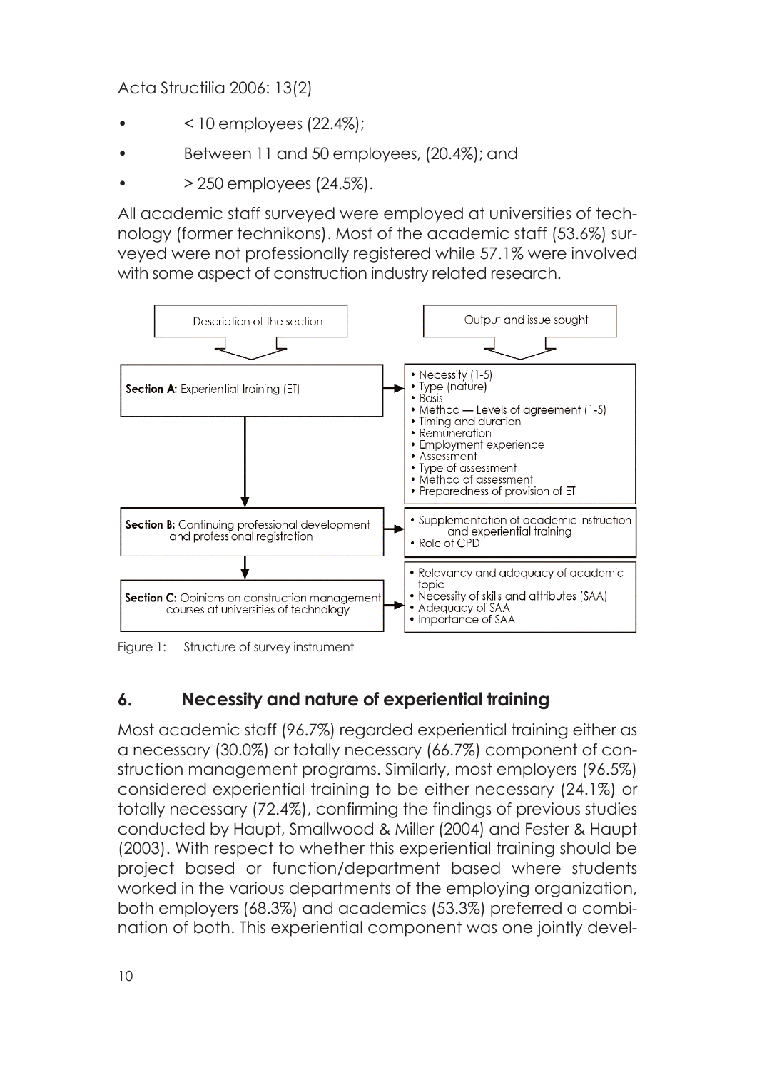- < 10 employees (22.4%);
- Between 11 and 50 employees, (20.4%); and
- > 250 employees (24.5%).

All academic staff surveyed were employed at universities of technology (former technikons). Most of the academic staff (53.6%) surveyed were not professionally registered while 57.1% were involved with some aspect of construction industry related research.

| Description of the section | Output and issue sought |
|---|---|
| **Section A:** Experiential training (ET) | • Necessity (1-5)<br>• Type (nature)<br>• Basis<br>• Method — Levels of agreement (1-5)<br>• Timing and duration<br>• Remuneration<br>• Employment experience<br>• Assessment<br>• Type of assessment<br>• Method of assessment<br>• Preparedness of provision of ET |
| **Section B:** Continuing professional development and professional registration | • Supplementation of academic instruction and experiential training<br>• Role of CPD |
| **Section C:** Opinions on construction management courses at universities of technology | • Relevancy and adequacy of academic topic<br>• Necessity of skills and attributes (SAA)<br>• Adequacy of SAA<br>• Importance of SAA |

Figure 1: Structure of survey instrument

## 6. Necessity and nature of experiential training

Most academic staff (96.7%) regarded experiential training either as a necessary (30.0%) or totally necessary (66.7%) component of construction management programs. Similarly, most employers (96.5%) considered experiential training to be either necessary (24.1%) or totally necessary (72.4%), confirming the findings of previous studies conducted by Haupt, Smallwood & Miller (2004) and Fester & Haupt (2003). With respect to whether this experiential training should be project based or function/department based where students worked in the various departments of the employing organization, both employers (68.3%) and academics (53.3%) preferred a combination of both. This experiential component was one jointly devel-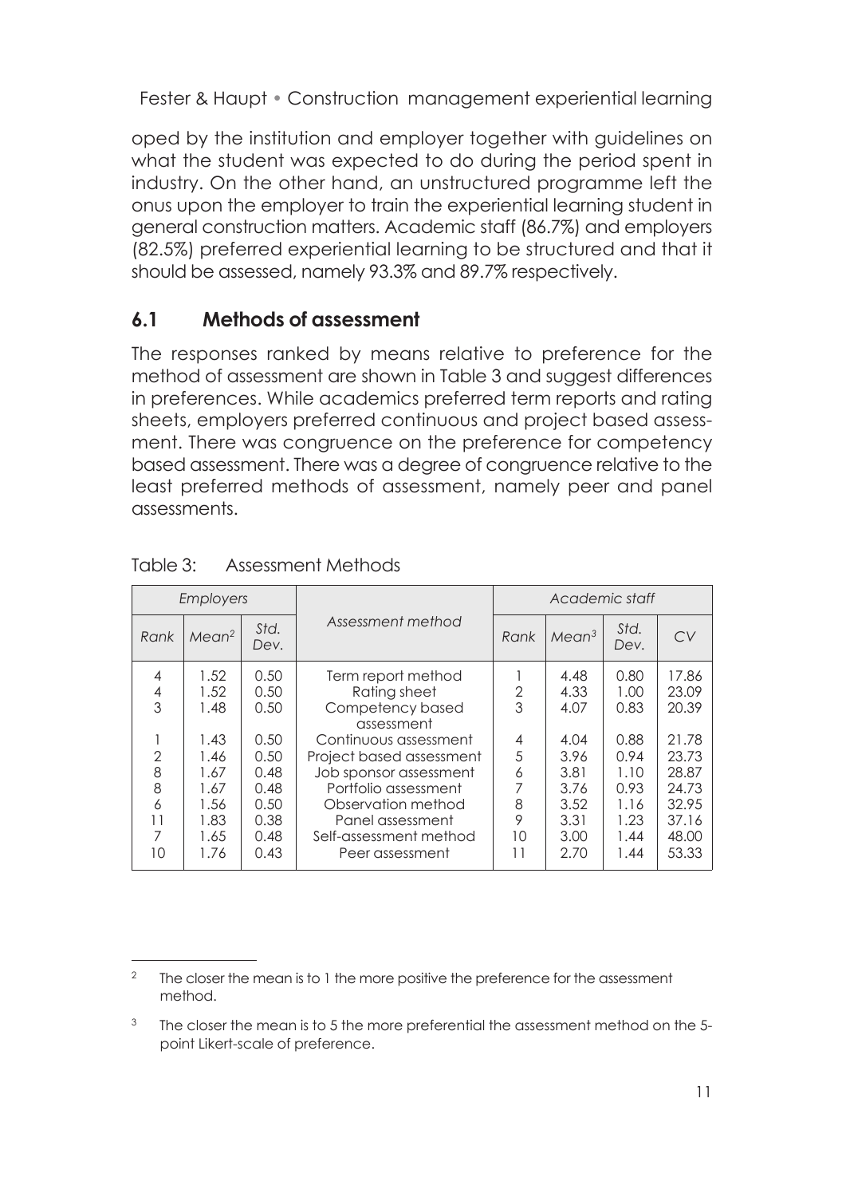oped by the institution and employer together with guidelines on what the student was expected to do during the period spent in industry. On the other hand, an unstructured programme left the onus upon the employer to train the experiential learning student in general construction matters. Academic staff (86.7%) and employers (82.5%) preferred experiential learning to be structured and that it should be assessed, namely 93.3% and 89.7% respectively.

## 6.1 Methods of assessment

The responses ranked by means relative to preference for the method of assessment are shown in Table 3 and suggest differences in preferences. While academics preferred term reports and rating sheets, employers preferred continuous and project based assessment. There was congruence on the preference for competency based assessment. There was a degree of congruence relative to the least preferred methods of assessment, namely peer and panel assessments.

Table 3: Assessment Methods

| *Employers* | | | *Assessment method* | *Academic staff* | | | |
|---|---|---|---|---|---|---|---|
| *Rank* | *Mean*[2] | *Std. Dev.* | | *Rank* | *Mean*[3] | *Std. Dev.* | *CV* |
| 4 | 1.52 | 0.50 | Term report method | 1 | 4.48 | 0.80 | 17.86 |
| 4 | 1.52 | 0.50 | Rating sheet | 2 | 4.33 | 1.00 | 23.09 |
| 3 | 1.48 | 0.50 | Competency based assessment | 3 | 4.07 | 0.83 | 20.39 |
| 1 | 1.43 | 0.50 | Continuous assessment | 4 | 4.04 | 0.88 | 21.78 |
| 2 | 1.46 | 0.50 | Project based assessment | 5 | 3.96 | 0.94 | 23.73 |
| 8 | 1.67 | 0.48 | Job sponsor assessment | 6 | 3.81 | 1.10 | 28.87 |
| 8 | 1.67 | 0.48 | Portfolio assessment | 7 | 3.76 | 0.93 | 24.73 |
| 6 | 1.56 | 0.50 | Observation method | 8 | 3.52 | 1.16 | 32.95 |
| 11 | 1.83 | 0.38 | Panel assessment | 9 | 3.31 | 1.23 | 37.16 |
| 7 | 1.65 | 0.48 | Self-assessment method | 10 | 3.00 | 1.44 | 48.00 |
| 10 | 1.76 | 0.43 | Peer assessment | 11 | 2.70 | 1.44 | 53.33 |

[2] The closer the mean is to 1 the more positive the preference for the assessment method.

[3] The closer the mean is to 5 the more preferential the assessment method on the 5-point Likert-scale of preference.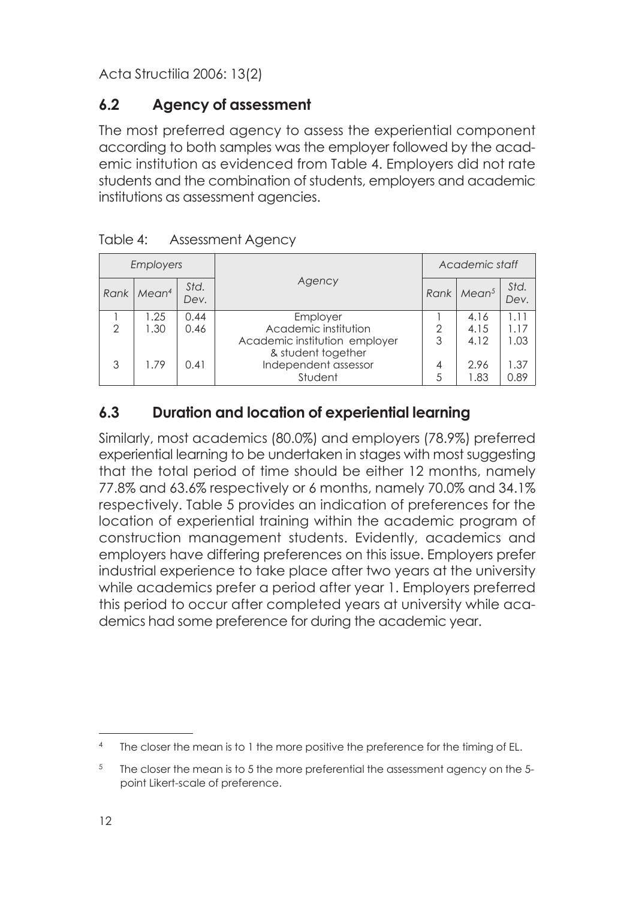## 6.2 Agency of assessment

The most preferred agency to assess the experiential component according to both samples was the employer followed by the academic institution as evidenced from Table 4. Employers did not rate students and the combination of students, employers and academic institutions as assessment agencies.

Table 4: Assessment Agency

| *Employers* | | | *Agency* | *Academic staff* | | |
|---|---|---|---|---|---|---|
| *Rank* | *Mean*[4] | *Std. Dev.* | | *Rank* | *Mean*[5] | *Std. Dev.* |
| 1 | 1.25 | 0.44 | Employer | 1 | 4.16 | 1.11 |
| 2 | 1.30 | 0.46 | Academic institution | 2 | 4.15 | 1.17 |
| | | | Academic institution employer & student together | 3 | 4.12 | 1.03 |
| 3 | 1.79 | 0.41 | Independent assessor | 4 | 2.96 | 1.37 |
| | | | Student | 5 | 1.83 | 0.89 |

## 6.3 Duration and location of experiential learning

Similarly, most academics (80.0%) and employers (78.9%) preferred experiential learning to be undertaken in stages with most suggesting that the total period of time should be either 12 months, namely 77.8% and 63.6% respectively or 6 months, namely 70.0% and 34.1% respectively. Table 5 provides an indication of preferences for the location of experiential training within the academic program of construction management students. Evidently, academics and employers have differing preferences on this issue. Employers prefer industrial experience to take place after two years at the university while academics prefer a period after year 1. Employers preferred this period to occur after completed years at university while academics had some preference for during the academic year.

---

[4] The closer the mean is to 1 the more positive the preference for the timing of EL.

[5] The closer the mean is to 5 the more preferential the assessment agency on the 5-point Likert-scale of preference.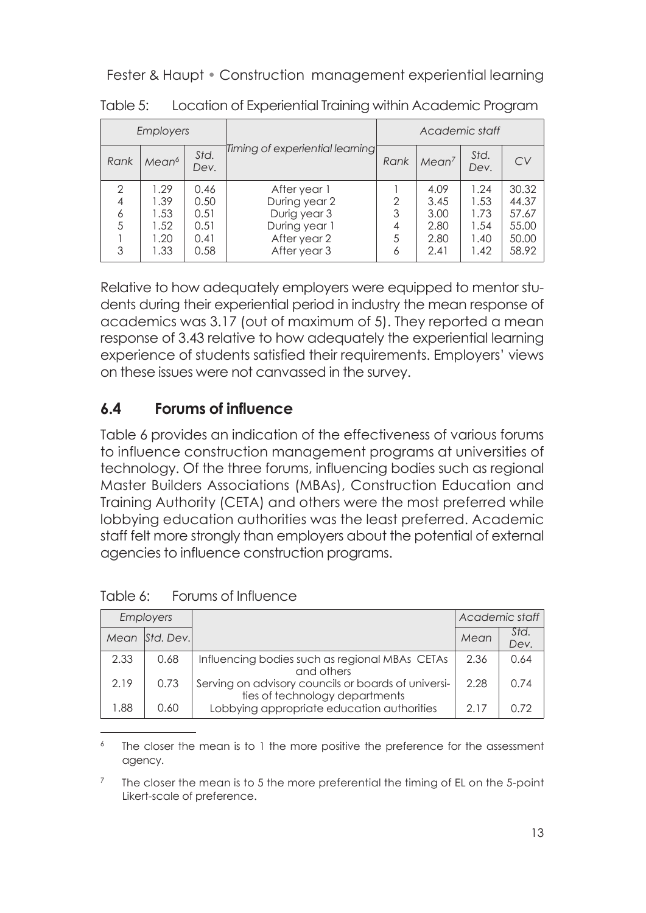Table 5: Location of Experiential Training within Academic Program

| *Employers* | | | *Timing of experiential learning* | *Academic staff* | | | |
|---|---|---|---|---|---|---|---|
| *Rank* | *Mean*[6] | *Std. Dev.* | | *Rank* | *Mean*[7] | *Std. Dev.* | *CV* |
| 2 | 1.29 | 0.46 | After year 1 | 1 | 4.09 | 1.24 | 30.32 |
| 4 | 1.39 | 0.50 | During year 2 | 2 | 3.45 | 1.53 | 44.37 |
| 6 | 1.53 | 0.51 | Durig year 3 | 3 | 3.00 | 1.73 | 57.67 |
| 5 | 1.52 | 0.51 | During year 1 | 4 | 2.80 | 1.54 | 55.00 |
| 1 | 1.20 | 0.41 | After year 2 | 5 | 2.80 | 1.40 | 50.00 |
| 3 | 1.33 | 0.58 | After year 3 | 6 | 2.41 | 1.42 | 58.92 |

Relative to how adequately employers were equipped to mentor students during their experiential period in industry the mean response of academics was 3.17 (out of maximum of 5). They reported a mean response of 3.43 relative to how adequately the experiential learning experience of students satisfied their requirements. Employers' views on these issues were not canvassed in the survey.

## 6.4 Forums of influence

Table 6 provides an indication of the effectiveness of various forums to influence construction management programs at universities of technology. Of the three forums, influencing bodies such as regional Master Builders Associations (MBAs), Construction Education and Training Authority (CETA) and others were the most preferred while lobbying education authorities was the least preferred. Academic staff felt more strongly than employers about the potential of external agencies to influence construction programs.

Table 6: Forums of Influence

| *Employers* | | | *Academic staff* | |
|---|---|---|---|---|
| *Mean* | *Std. Dev.* | | *Mean* | *Std. Dev.* |
| 2.33 | 0.68 | Influencing bodies such as regional MBAs CETAs and others | 2.36 | 0.64 |
| 2.19 | 0.73 | Serving on advisory councils or boards of universities of technology departments | 2.28 | 0.74 |
| 1.88 | 0.60 | Lobbying appropriate education authorities | 2.17 | 0.72 |

---

[6] The closer the mean is to 1 the more positive the preference for the assessment agency.

[7] The closer the mean is to 5 the more preferential the timing of EL on the 5-point Likert-scale of preference.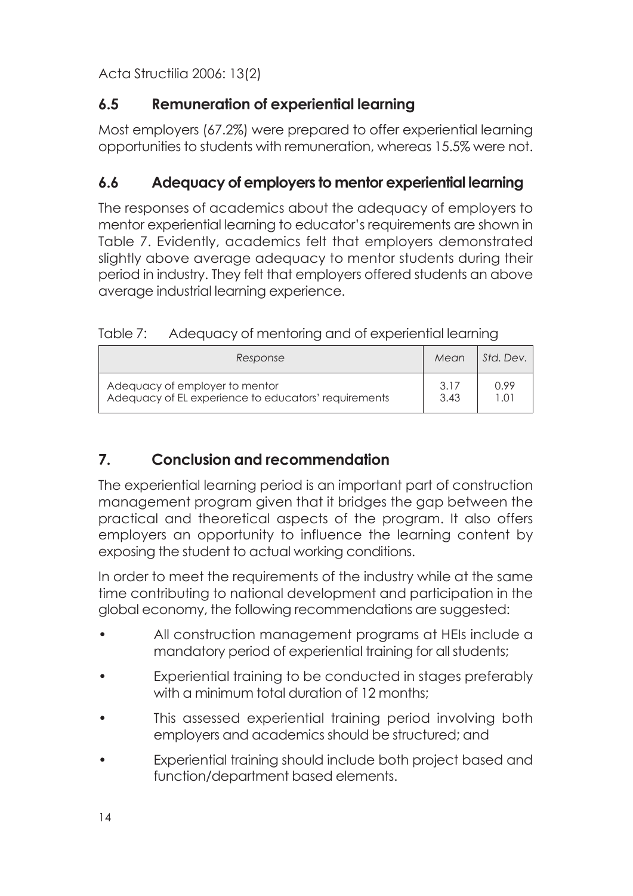## 6.5 Remuneration of experiential learning

Most employers (67.2%) were prepared to offer experiential learning opportunities to students with remuneration, whereas 15.5% were not.

## 6.6 Adequacy of employers to mentor experiential learning

The responses of academics about the adequacy of employers to mentor experiential learning to educator's requirements are shown in Table 7. Evidently, academics felt that employers demonstrated slightly above average adequacy to mentor students during their period in industry. They felt that employers offered students an above average industrial learning experience.

Table 7: Adequacy of mentoring and of experiential learning

| *Response* | *Mean* | *Std. Dev.* |
|---|---|---|
| Adequacy of employer to mentor | 3.17 | 0.99 |
| Adequacy of EL experience to educators' requirements | 3.43 | 1.01 |

# 7. Conclusion and recommendation

The experiential learning period is an important part of construction management program given that it bridges the gap between the practical and theoretical aspects of the program. It also offers employers an opportunity to influence the learning content by exposing the student to actual working conditions.

In order to meet the requirements of the industry while at the same time contributing to national development and participation in the global economy, the following recommendations are suggested:

- All construction management programs at HEIs include a mandatory period of experiential training for all students;
- Experiential training to be conducted in stages preferably with a minimum total duration of 12 months;
- This assessed experiential training period involving both employers and academics should be structured; and
- Experiential training should include both project based and function/department based elements.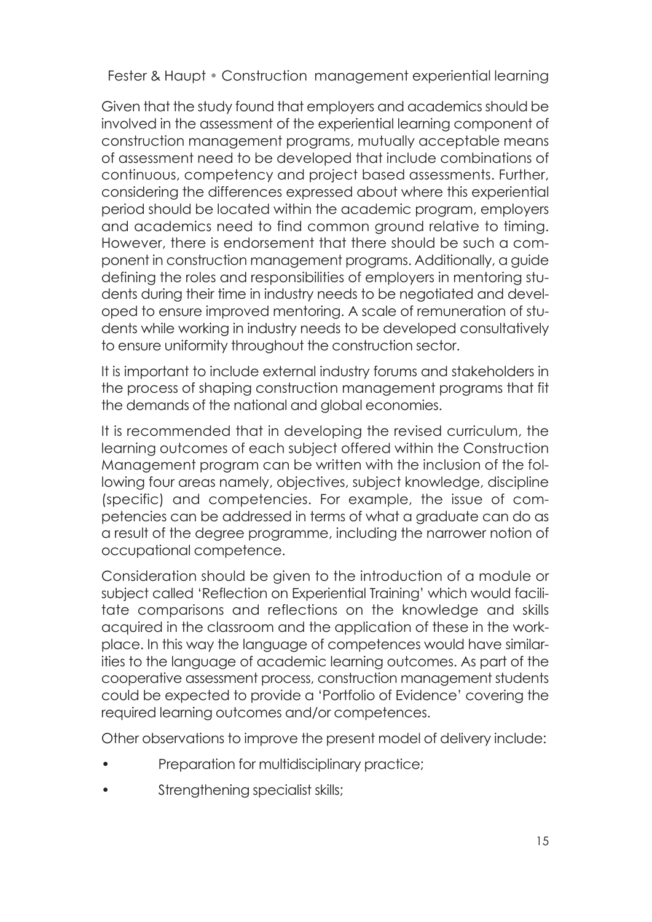Given that the study found that employers and academics should be involved in the assessment of the experiential learning component of construction management programs, mutually acceptable means of assessment need to be developed that include combinations of continuous, competency and project based assessments. Further, considering the differences expressed about where this experiential period should be located within the academic program, employers and academics need to find common ground relative to timing. However, there is endorsement that there should be such a component in construction management programs. Additionally, a guide defining the roles and responsibilities of employers in mentoring students during their time in industry needs to be negotiated and developed to ensure improved mentoring. A scale of remuneration of students while working in industry needs to be developed consultatively to ensure uniformity throughout the construction sector.

It is important to include external industry forums and stakeholders in the process of shaping construction management programs that fit the demands of the national and global economies.

It is recommended that in developing the revised curriculum, the learning outcomes of each subject offered within the Construction Management program can be written with the inclusion of the following four areas namely, objectives, subject knowledge, discipline (specific) and competencies. For example, the issue of competencies can be addressed in terms of what a graduate can do as a result of the degree programme, including the narrower notion of occupational competence.

Consideration should be given to the introduction of a module or subject called 'Reflection on Experiential Training' which would facilitate comparisons and reflections on the knowledge and skills acquired in the classroom and the application of these in the workplace. In this way the language of competences would have similarities to the language of academic learning outcomes. As part of the cooperative assessment process, construction management students could be expected to provide a 'Portfolio of Evidence' covering the required learning outcomes and/or competences.

Other observations to improve the present model of delivery include:

- Preparation for multidisciplinary practice;
- Strengthening specialist skills;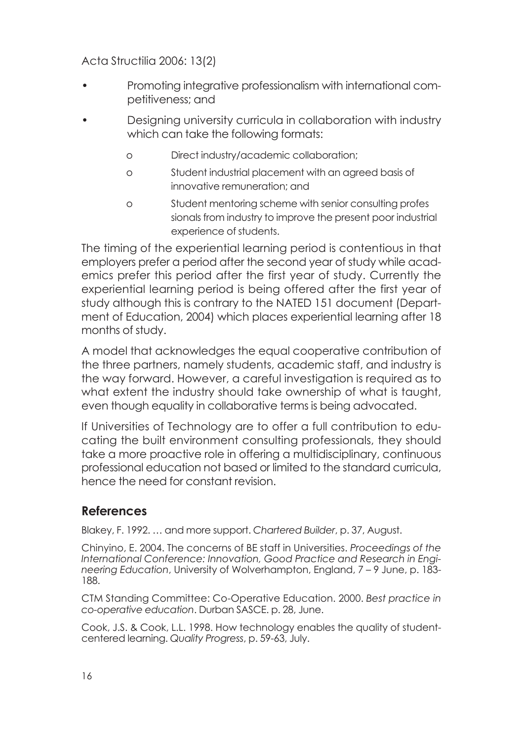- Promoting integrative professionalism with international competitiveness; and
- Designing university curricula in collaboration with industry which can take the following formats:
  - Direct industry/academic collaboration;
  - Student industrial placement with an agreed basis of innovative remuneration; and
  - Student mentoring scheme with senior consulting professionals from industry to improve the present poor industrial experience of students.

The timing of the experiential learning period is contentious in that employers prefer a period after the second year of study while academics prefer this period after the first year of study. Currently the experiential learning period is being offered after the first year of study although this is contrary to the NATED 151 document (Department of Education, 2004) which places experiential learning after 18 months of study.

A model that acknowledges the equal cooperative contribution of the three partners, namely students, academic staff, and industry is the way forward. However, a careful investigation is required as to what extent the industry should take ownership of what is taught, even though equality in collaborative terms is being advocated.

If Universities of Technology are to offer a full contribution to educating the built environment consulting professionals, they should take a more proactive role in offering a multidisciplinary, continuous professional education not based or limited to the standard curricula, hence the need for constant revision.

## References

Blakey, F. 1992. … and more support. *Chartered Builder*, p. 37, August.

Chinyino, E. 2004. The concerns of BE staff in Universities. *Proceedings of the International Conference: Innovation, Good Practice and Research in Engineering Education*, University of Wolverhampton, England, 7 – 9 June, p. 183-188.

CTM Standing Committee: Co-Operative Education. 2000. *Best practice in co-operative education*. Durban SASCE. p. 28, June.

Cook, J.S. & Cook, L.L. 1998. How technology enables the quality of student-centered learning. *Quality Progress*, p. 59-63, July.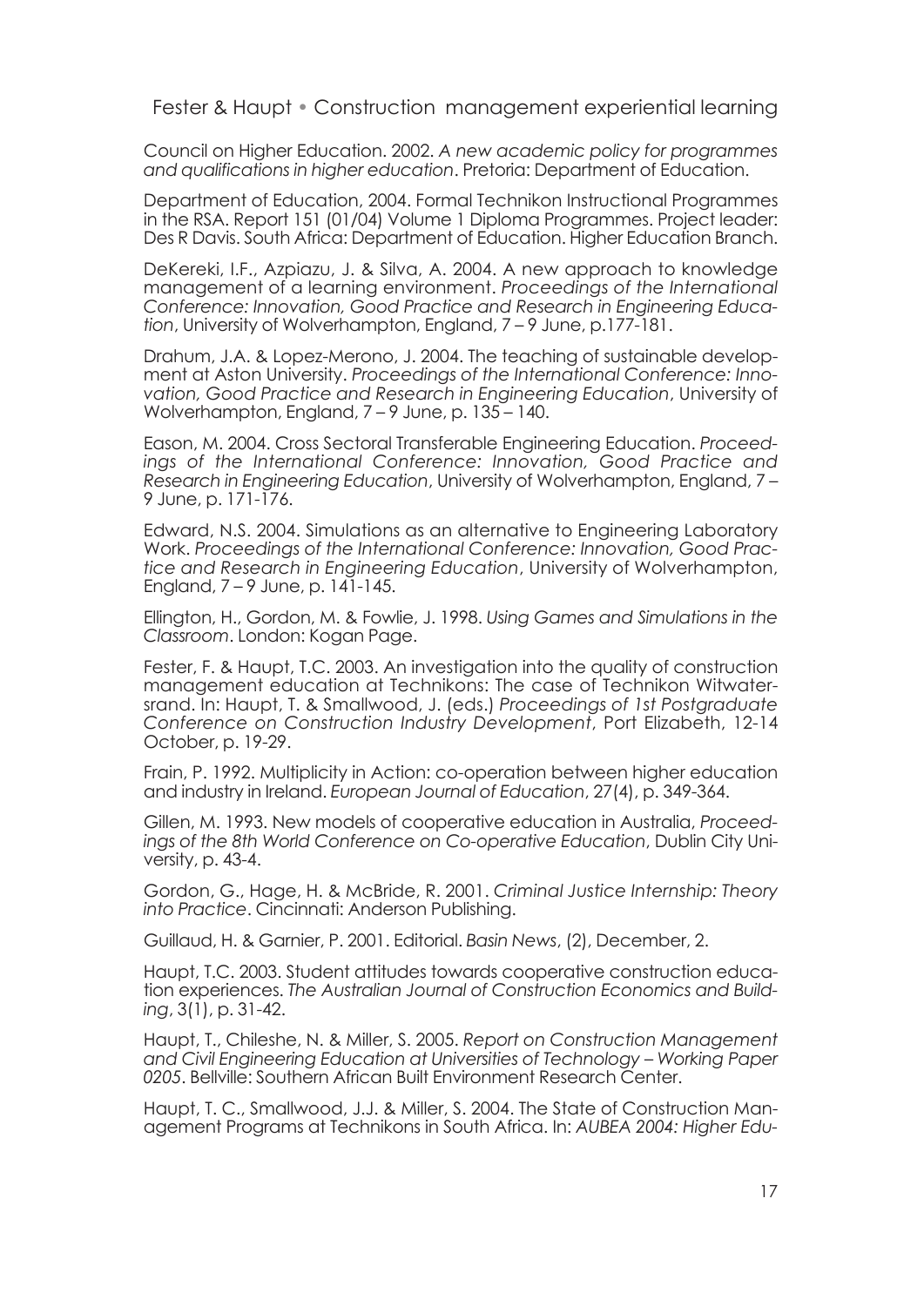Council on Higher Education. 2002. *A new academic policy for programmes and qualifications in higher education*. Pretoria: Department of Education.

Department of Education, 2004. Formal Technikon Instructional Programmes in the RSA. Report 151 (01/04) Volume 1 Diploma Programmes. Project leader: Des R Davis. South Africa: Department of Education. Higher Education Branch.

DeKereki, I.F., Azpiazu, J. & Silva, A. 2004. A new approach to knowledge management of a learning environment. *Proceedings of the International Conference: Innovation, Good Practice and Research in Engineering Education*, University of Wolverhampton, England, 7 – 9 June, p.177-181.

Drahum, J.A. & Lopez-Merono, J. 2004. The teaching of sustainable development at Aston University. *Proceedings of the International Conference: Innovation, Good Practice and Research in Engineering Education*, University of Wolverhampton, England, 7 – 9 June, p. 135 – 140.

Eason, M. 2004. Cross Sectoral Transferable Engineering Education. *Proceedings of the International Conference: Innovation, Good Practice and Research in Engineering Education*, University of Wolverhampton, England, 7 – 9 June, p. 171-176.

Edward, N.S. 2004. Simulations as an alternative to Engineering Laboratory Work. *Proceedings of the International Conference: Innovation, Good Practice and Research in Engineering Education*, University of Wolverhampton, England, 7 – 9 June, p. 141-145.

Ellington, H., Gordon, M. & Fowlie, J. 1998. *Using Games and Simulations in the Classroom*. London: Kogan Page.

Fester, F. & Haupt, T.C. 2003. An investigation into the quality of construction management education at Technikons: The case of Technikon Witwatersrand. In: Haupt, T. & Smallwood, J. (eds.) *Proceedings of 1st Postgraduate Conference on Construction Industry Development*, Port Elizabeth, 12-14 October, p. 19-29.

Frain, P. 1992. Multiplicity in Action: co-operation between higher education and industry in Ireland. *European Journal of Education*, 27(4), p. 349-364.

Gillen, M. 1993. New models of cooperative education in Australia, *Proceedings of the 8th World Conference on Co-operative Education*, Dublin City University, p. 43-4.

Gordon, G., Hage, H. & McBride, R. 2001. *Criminal Justice Internship: Theory into Practice*. Cincinnati: Anderson Publishing.

Guillaud, H. & Garnier, P. 2001. Editorial. *Basin News*, (2), December, 2.

Haupt, T.C. 2003. Student attitudes towards cooperative construction education experiences. *The Australian Journal of Construction Economics and Building*, 3(1), p. 31-42.

Haupt, T., Chileshe, N. & Miller, S. 2005. *Report on Construction Management and Civil Engineering Education at Universities of Technology – Working Paper 0205*. Bellville: Southern African Built Environment Research Center.

Haupt, T. C., Smallwood, J.J. & Miller, S. 2004. The State of Construction Management Programs at Technikons in South Africa. In: *AUBEA 2004: Higher Edu-*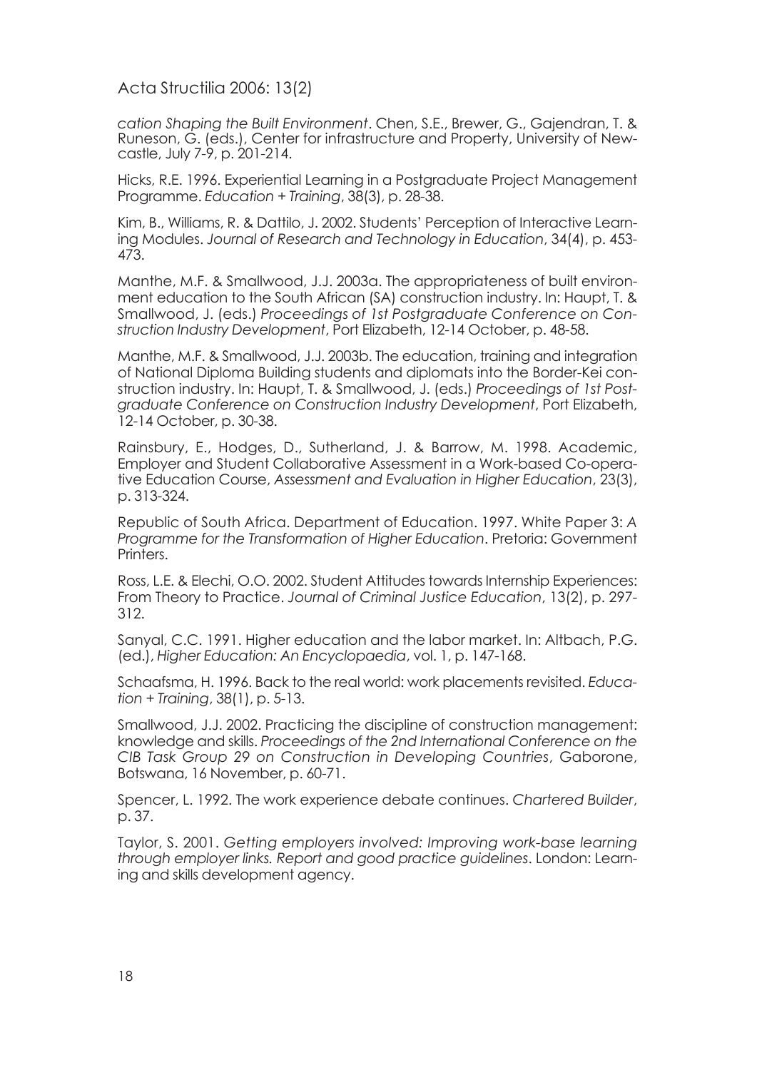*cation Shaping the Built Environment*. Chen, S.E., Brewer, G., Gajendran, T. & Runeson, G. (eds.), Center for infrastructure and Property, University of Newcastle, July 7-9, p. 201-214.

Hicks, R.E. 1996. Experiential Learning in a Postgraduate Project Management Programme. *Education + Training*, 38(3), p. 28-38.

Kim, B., Williams, R. & Dattilo, J. 2002. Students' Perception of Interactive Learning Modules. *Journal of Research and Technology in Education*, 34(4), p. 453-473.

Manthe, M.F. & Smallwood, J.J. 2003a. The appropriateness of built environment education to the South African (SA) construction industry. In: Haupt, T. & Smallwood, J. (eds.) *Proceedings of 1st Postgraduate Conference on Construction Industry Development*, Port Elizabeth, 12-14 October, p. 48-58.

Manthe, M.F. & Smallwood, J.J. 2003b. The education, training and integration of National Diploma Building students and diplomats into the Border-Kei construction industry. In: Haupt, T. & Smallwood, J. (eds.) *Proceedings of 1st Postgraduate Conference on Construction Industry Development*, Port Elizabeth, 12-14 October, p. 30-38.

Rainsbury, E., Hodges, D., Sutherland, J. & Barrow, M. 1998. Academic, Employer and Student Collaborative Assessment in a Work-based Co-operative Education Course, *Assessment and Evaluation in Higher Education*, 23(3), p. 313-324.

Republic of South Africa. Department of Education. 1997. White Paper 3: *A Programme for the Transformation of Higher Education*. Pretoria: Government Printers.

Ross, L.E. & Elechi, O.O. 2002. Student Attitudes towards Internship Experiences: From Theory to Practice. *Journal of Criminal Justice Education*, 13(2), p. 297-312.

Sanyal, C.C. 1991. Higher education and the labor market. In: Altbach, P.G. (ed.), *Higher Education: An Encyclopaedia*, vol. 1, p. 147-168.

Schaafsma, H. 1996. Back to the real world: work placements revisited. *Education + Training*, 38(1), p. 5-13.

Smallwood, J.J. 2002. Practicing the discipline of construction management: knowledge and skills. *Proceedings of the 2nd International Conference on the CIB Task Group 29 on Construction in Developing Countries*, Gaborone, Botswana, 16 November, p. 60-71.

Spencer, L. 1992. The work experience debate continues. *Chartered Builder*, p. 37.

Taylor, S. 2001. *Getting employers involved: Improving work-base learning through employer links. Report and good practice guidelines*. London: Learning and skills development agency.